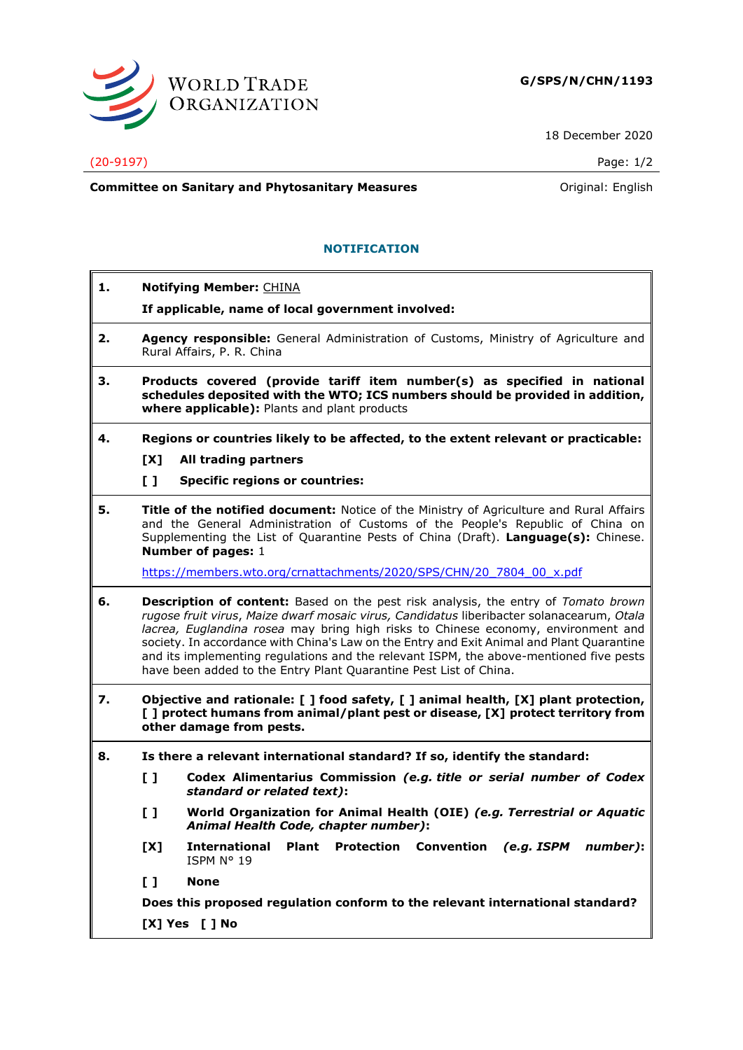**G/SPS/N/CHN/1193**

18 December 2020

(20-9197)

**Committee on Sanitary and Phytosanitary Measures** | Original: English

## NOTIFICATION

**1. Notifying Member:** CHINA

**If applicable, name of local government involved:**

**2. Agency responsible:** General Administration of Customs, Ministry of Agriculture and Rural Affairs, P. R. China

**3. Products covered (provide tariff item number(s) as specified in national schedules deposited with the WTO; ICS numbers should be provided in addition, where applicable):** Plants and plant products

**4. Regions or countries likely to be affected, to the extent relevant or practicable:**

**[X] All trading partners**

**[ ] Specific regions or countries:**

**5. Title of the notified document:** Notice of the Ministry of Agriculture and Rural Affairs and the General Administration of Customs of the People's Republic of China on Supplementing the List of Quarantine Pests of China (Draft). **Language(s):** Chinese. **Number of pages:** 1

https://members.wto.org/crnattachments/2020/SPS/CHN/20_7804_00_x.pdf

**6. Description of content:** Based on the pest risk analysis, the entry of *Tomato brown rugose fruit virus*, *Maize dwarf mosaic virus, Candidatus* liberibacter solanacearum, *Otala lacrea, Euglandina rosea* may bring high risks to Chinese economy, environment and society. In accordance with China's Law on the Entry and Exit Animal and Plant Quarantine and its implementing regulations and the relevant ISPM, the above-mentioned five pests have been added to the Entry Plant Quarantine Pest List of China.

**7. Objective and rationale: [ ] food safety, [ ] animal health, [X] plant protection, [ ] protect humans from animal/plant pest or disease, [X] protect territory from other damage from pests.**

**8. Is there a relevant international standard? If so, identify the standard:**

**[ ] Codex Alimentarius Commission** ***(e.g. title or serial number of Codex standard or related text)*****:**

**[ ] World Organization for Animal Health (OIE)** ***(e.g. Terrestrial or Aquatic Animal Health Code, chapter number)*****:**

**[X] International Plant Protection Convention** ***(e.g. ISPM number)*****:** ISPM N° 19

**[ ] None**

**Does this proposed regulation conform to the relevant international standard?**

**[X] Yes [ ] No**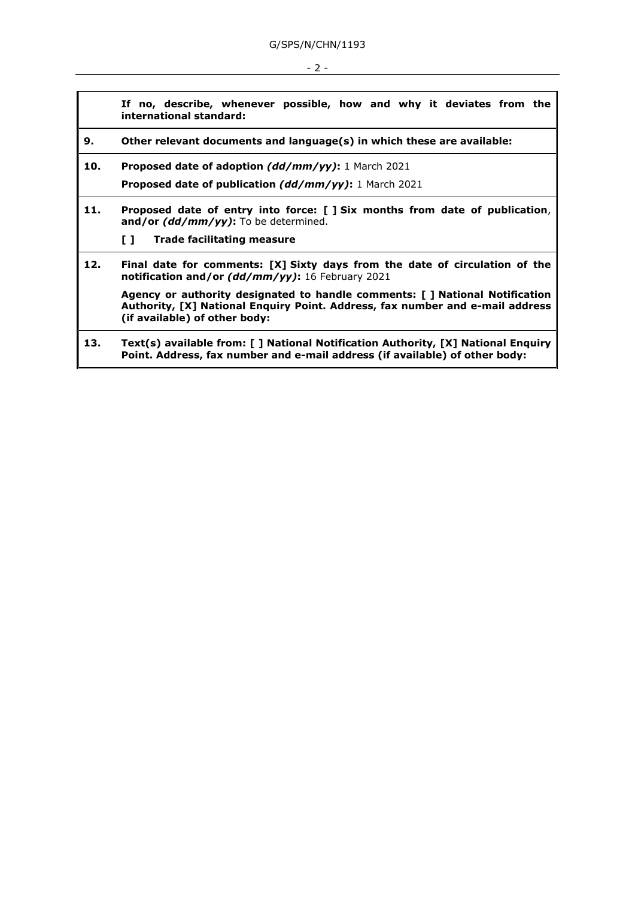**If no, describe, whenever possible, how and why it deviates from the international standard:**

**9. Other relevant documents and language(s) in which these are available:**

**10. Proposed date of adoption *(dd/mm/yy)*:** 1 March 2021

**Proposed date of publication *(dd/mm/yy)*:** 1 March 2021

**11. Proposed date of entry into force: [ ] Six months from date of publication**, **and/or *(dd/mm/yy)*:** To be determined.

**[ ] Trade facilitating measure**

**12. Final date for comments: [X] Sixty days from the date of circulation of the notification and/or *(dd/mm/yy)*:** 16 February 2021

**Agency or authority designated to handle comments: [ ] National Notification Authority, [X] National Enquiry Point. Address, fax number and e-mail address (if available) of other body:**

**13. Text(s) available from: [ ] National Notification Authority, [X] National Enquiry Point. Address, fax number and e-mail address (if available) of other body:**